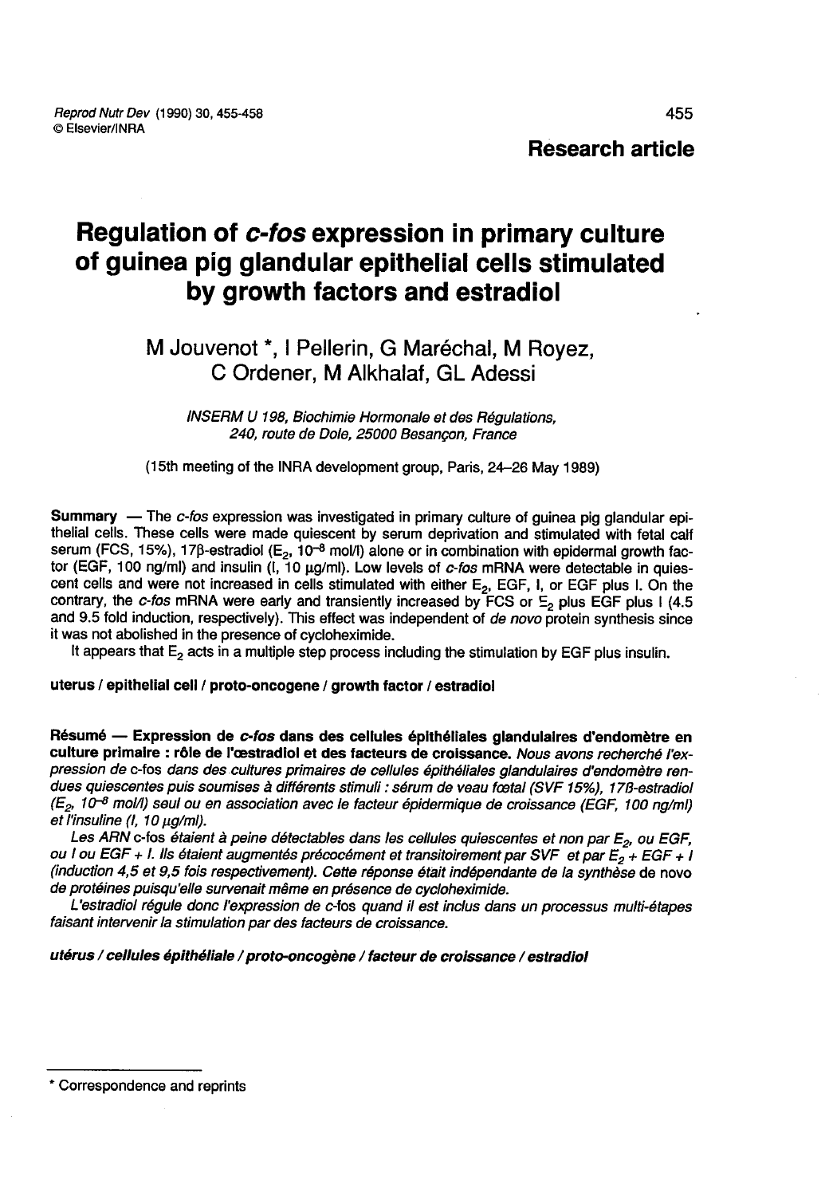**Research article**

# Regulation of *c-fos* expression in primary culture of guinea pig glandular epithelial cells stimulated by growth factors and estradiol

M Jouvenot *, I Pellerin, G Maréchal, M Royez, C Ordener, M Alkhalaf, GL Adessi

*INSERM U 198, Biochimie Hormonale et des Régulations, 240, route de Dole, 25000 Besançon, France*

(15th meeting of the INRA development group, Paris, 24–26 May 1989)

**Summary** — The *c-fos* expression was investigated in primary culture of guinea pig glandular epithelial cells. These cells were made quiescent by serum deprivation and stimulated with fetal calf serum (FCS, 15%), 17β-estradiol ($E_2$, $10^{-8}$ mol/l) alone or in combination with epidermal growth factor (EGF, 100 ng/ml) and insulin (I, 10 μg/ml). Low levels of *c-fos* mRNA were detectable in quiescent cells and were not increased in cells stimulated with either $E_2$, EGF, I, or EGF plus I. On the contrary, the *c-fos* mRNA were early and transiently increased by FCS or $E_2$ plus EGF plus I (4.5 and 9.5 fold induction, respectively). This effect was independent of *de novo* protein synthesis since it was not abolished in the presence of cycloheximide.

It appears that $E_2$ acts in a multiple step process including the stimulation by EGF plus insulin.

**uterus / epithelial cell / proto-oncogene / growth factor / estradiol**

**Résumé — Expression de *c-fos* dans des cellules épithéliales glandulaires d'endomètre en culture primaire : rôle de l'œstradiol et des facteurs de croissance.** *Nous avons recherché l'expression de* c-fos *dans des cultures primaires de cellules épithéliales glandulaires d'endomètre rendues quiescentes puis soumises à différents stimuli : sérum de veau fœtal (SVF 15%), 17β-estradiol ($E_2$, $10^{-8}$ mol/l) seul ou en association avec le facteur épidermique de croissance (EGF, 100 ng/ml) et l'insuline (I, 10 μg/ml).*

*Les ARN* c-fos *étaient à peine détectables dans les cellules quiescentes et non par $E_2$, ou EGF, ou I ou EGF + I. Ils étaient augmentés précocément et transitoirement par SVF et par $E_2$ + EGF + I (induction 4,5 et 9,5 fois respectivement). Cette réponse était indépendante de la synthèse* de novo *de protéines puisqu'elle survenait même en présence de cycloheximide.*

*L'estradiol régule donc l'expression de* c-fos *quand il est inclus dans un processus multi-étapes faisant intervenir la stimulation par des facteurs de croissance.*

***utérus / cellules épithéliale / proto-oncogène / facteur de croissance / estradiol***

---

\* Correspondence and reprints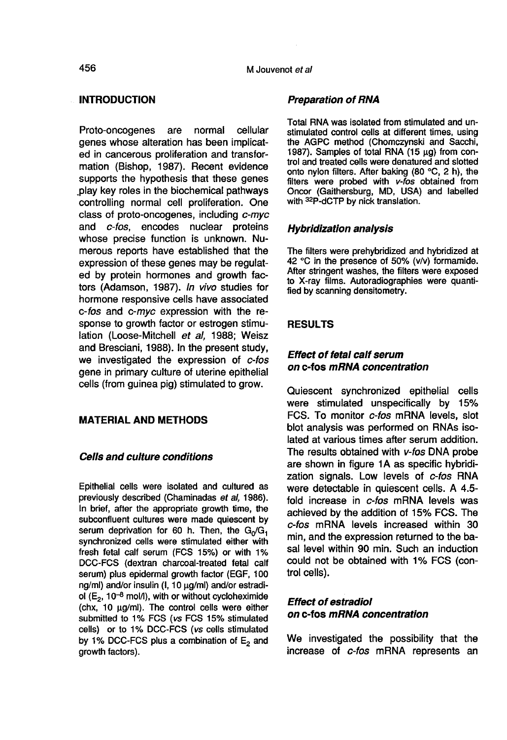## INTRODUCTION

Proto-oncogenes are normal cellular genes whose alteration has been implicated in cancerous proliferation and transformation (Bishop, 1987). Recent evidence supports the hypothesis that these genes play key roles in the biochemical pathways controlling normal cell proliferation. One class of proto-oncogenes, including *c-myc* and *c-fos*, encodes nuclear proteins whose precise function is unknown. Numerous reports have established that the expression of these genes may be regulated by protein hormones and growth factors (Adamson, 1987). *In vivo* studies for hormone responsive cells have associated *c-fos* and *c-myc* expression with the response to growth factor or estrogen stimulation (Loose-Mitchell *et al*, 1988; Weisz and Bresciani, 1988). In the present study, we investigated the expression of *c-fos* gene in primary culture of uterine epithelial cells (from guinea pig) stimulated to grow.

## MATERIAL AND METHODS

### Cells and culture conditions

Epithelial cells were isolated and cultured as previously described (Chaminadas *et al*, 1986). In brief, after the appropriate growth time, the subconfluent cultures were made quiescent by serum deprivation for 60 h. Then, the $G_0/G_1$ synchronized cells were stimulated either with fresh fetal calf serum (FCS 15%) or with 1% DCC-FCS (dextran charcoal-treated fetal calf serum) plus epidermal growth factor (EGF, 100 ng/ml) and/or insulin (I, 10 µg/ml) and/or estradiol ($E_2$, $10^{-8}$ mol/l), with or without cycloheximide (chx, 10 µg/ml). The control cells were either submitted to 1% FCS (*vs* FCS 15% stimulated cells) or to 1% DCC-FCS (*vs* cells stimulated by 1% DCC-FCS plus a combination of $E_2$ and growth factors).

### Preparation of RNA

Total RNA was isolated from stimulated and unstimulated control cells at different times, using the AGPC method (Chomczynski and Sacchi, 1987). Samples of total RNA (15 µg) from control and treated cells were denatured and slotted onto nylon filters. After baking (80 °C, 2 h), the filters were probed with *v-fos* obtained from Oncor (Gaithersburg, MD, USA) and labelled with $^{32}$P-dCTP by nick translation.

### Hybridization analysis

The filters were prehybridized and hybridized at 42 °C in the presence of 50% (v/v) formamide. After stringent washes, the filters were exposed to X-ray films. Autoradiographies were quantified by scanning densitometry.

## RESULTS

### Effect of fetal calf serum on c-fos mRNA concentration

Quiescent synchronized epithelial cells were stimulated unspecifically by 15% FCS. To monitor *c-fos* mRNA levels, slot blot analysis was performed on RNAs isolated at various times after serum addition. The results obtained with *v-fos* DNA probe are shown in figure 1A as specific hybridization signals. Low levels of *c-fos* RNA were detectable in quiescent cells. A 4.5-fold increase in *c-fos* mRNA levels was achieved by the addition of 15% FCS. The *c-fos* mRNA levels increased within 30 min, and the expression returned to the basal level within 90 min. Such an induction could not be obtained with 1% FCS (control cells).

### Effect of estradiol on c-fos mRNA concentration

We investigated the possibility that the increase of *c-fos* mRNA represents an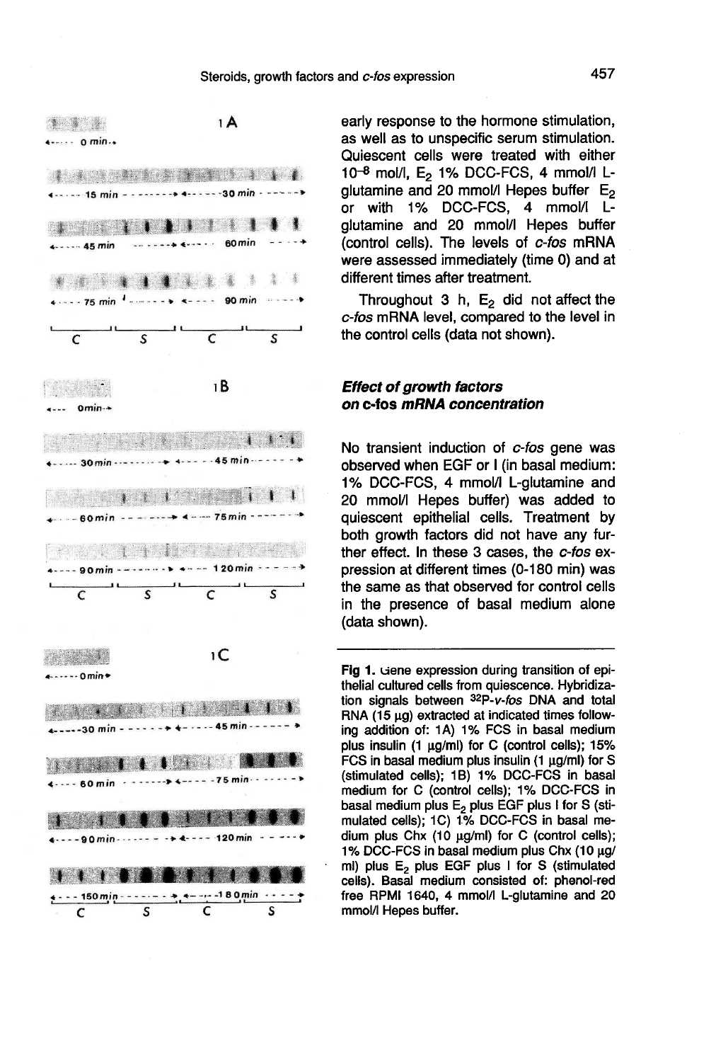early response to the hormone stimulation, as well as to unspecific serum stimulation. Quiescent cells were treated with either $10^{-8}$ mol/l, $E_2$ 1% DCC-FCS, 4 mmol/l L-glutamine and 20 mmol/l Hepes buffer $E_2$ or with 1% DCC-FCS, 4 mmol/l L-glutamine and 20 mmol/l Hepes buffer (control cells). The levels of *c-fos* mRNA were assessed immediately (time 0) and at different times after treatment.

Throughout 3 h, $E_2$ did not affect the *c-fos* mRNA level, compared to the level in the control cells (data not shown).

### *Effect of growth factors on c-fos mRNA concentration*

No transient induction of *c-fos* gene was observed when EGF or I (in basal medium: 1% DCC-FCS, 4 mmol/l L-glutamine and 20 mmol/l Hepes buffer) was added to quiescent epithelial cells. Treatment by both growth factors did not have any further effect. In these 3 cases, the *c-fos* expression at different times (0-180 min) was the same as that observed for control cells in the presence of basal medium alone (data shown).

**Fig 1.** Gene expression during transition of epithelial cultured cells from quiescence. Hybridization signals between $^{32}$P-*v-fos* DNA and total RNA (15 µg) extracted at indicated times following addition of: 1A) 1% FCS in basal medium plus insulin (1 µg/ml) for C (control cells); 15% FCS in basal medium plus insulin (1 µg/ml) for S (stimulated cells); 1B) 1% DCC-FCS in basal medium for C (control cells); 1% DCC-FCS in basal medium plus $E_2$ plus EGF plus I for S (stimulated cells); 1C) 1% DCC-FCS in basal medium plus Chx (10 µg/ml) for C (control cells); 1% DCC-FCS in basal medium plus Chx (10 µg/ml) plus $E_2$ plus EGF plus I for S (stimulated cells). Basal medium consisted of: phenol-red free RPMI 1640, 4 mmol/l L-glutamine and 20 mmol/l Hepes buffer.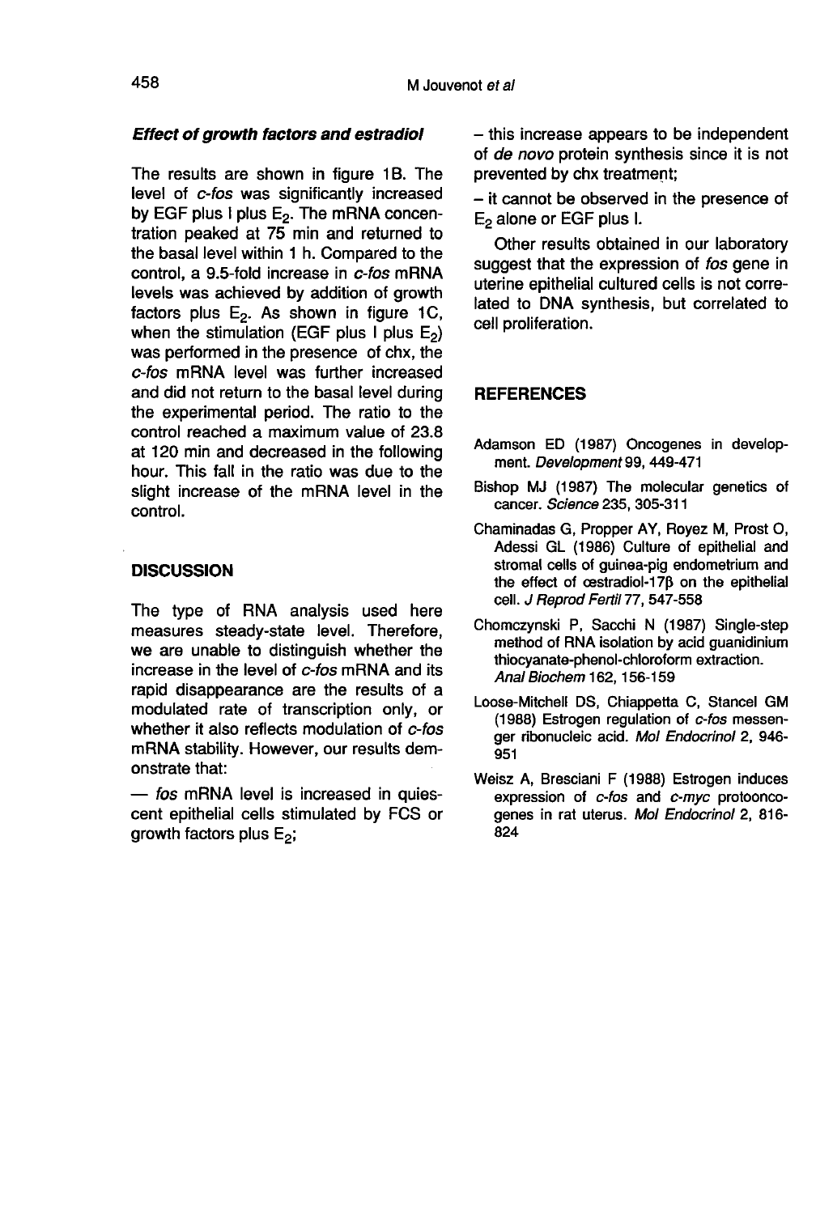### *Effect of growth factors and estradiol*

The results are shown in figure 1B. The level of *c-fos* was significantly increased by EGF plus I plus $E_2$. The mRNA concentration peaked at 75 min and returned to the basal level within 1 h. Compared to the control, a 9.5-fold increase in *c-fos* mRNA levels was achieved by addition of growth factors plus $E_2$. As shown in figure 1C, when the stimulation (EGF plus I plus $E_2$) was performed in the presence of chx, the *c-fos* mRNA level was further increased and did not return to the basal level during the experimental period. The ratio to the control reached a maximum value of 23.8 at 120 min and decreased in the following hour. This fall in the ratio was due to the slight increase of the mRNA level in the control.

## DISCUSSION

The type of RNA analysis used here measures steady-state level. Therefore, we are unable to distinguish whether the increase in the level of *c-fos* mRNA and its rapid disappearance are the results of a modulated rate of transcription only, or whether it also reflects modulation of *c-fos* mRNA stability. However, our results demonstrate that:

— *fos* mRNA level is increased in quiescent epithelial cells stimulated by FCS or growth factors plus $E_2$;

– this increase appears to be independent of *de novo* protein synthesis since it is not prevented by chx treatment;

– it cannot be observed in the presence of $E_2$ alone or EGF plus I.

Other results obtained in our laboratory suggest that the expression of *fos* gene in uterine epithelial cultured cells is not correlated to DNA synthesis, but correlated to cell proliferation.

## REFERENCES

Adamson ED (1987) Oncogenes in development. *Development* 99, 449-471

Bishop MJ (1987) The molecular genetics of cancer. *Science* 235, 305-311

Chaminadas G, Propper AY, Royez M, Prost O, Adessi GL (1986) Culture of epithelial and stromal cells of guinea-pig endometrium and the effect of œstradiol-17β on the epithelial cell. *J Reprod Fertil* 77, 547-558

Chomczynski P, Sacchi N (1987) Single-step method of RNA isolation by acid guanidinium thiocyanate-phenol-chloroform extraction. *Anal Biochem* 162, 156-159

Loose-Mitchell DS, Chiappetta C, Stancel GM (1988) Estrogen regulation of *c-fos* messenger ribonucleic acid. *Mol Endocrinol* 2, 946-951

Weisz A, Bresciani F (1988) Estrogen induces expression of *c-fos* and *c-myc* protooncogenes in rat uterus. *Mol Endocrinol* 2, 816-824